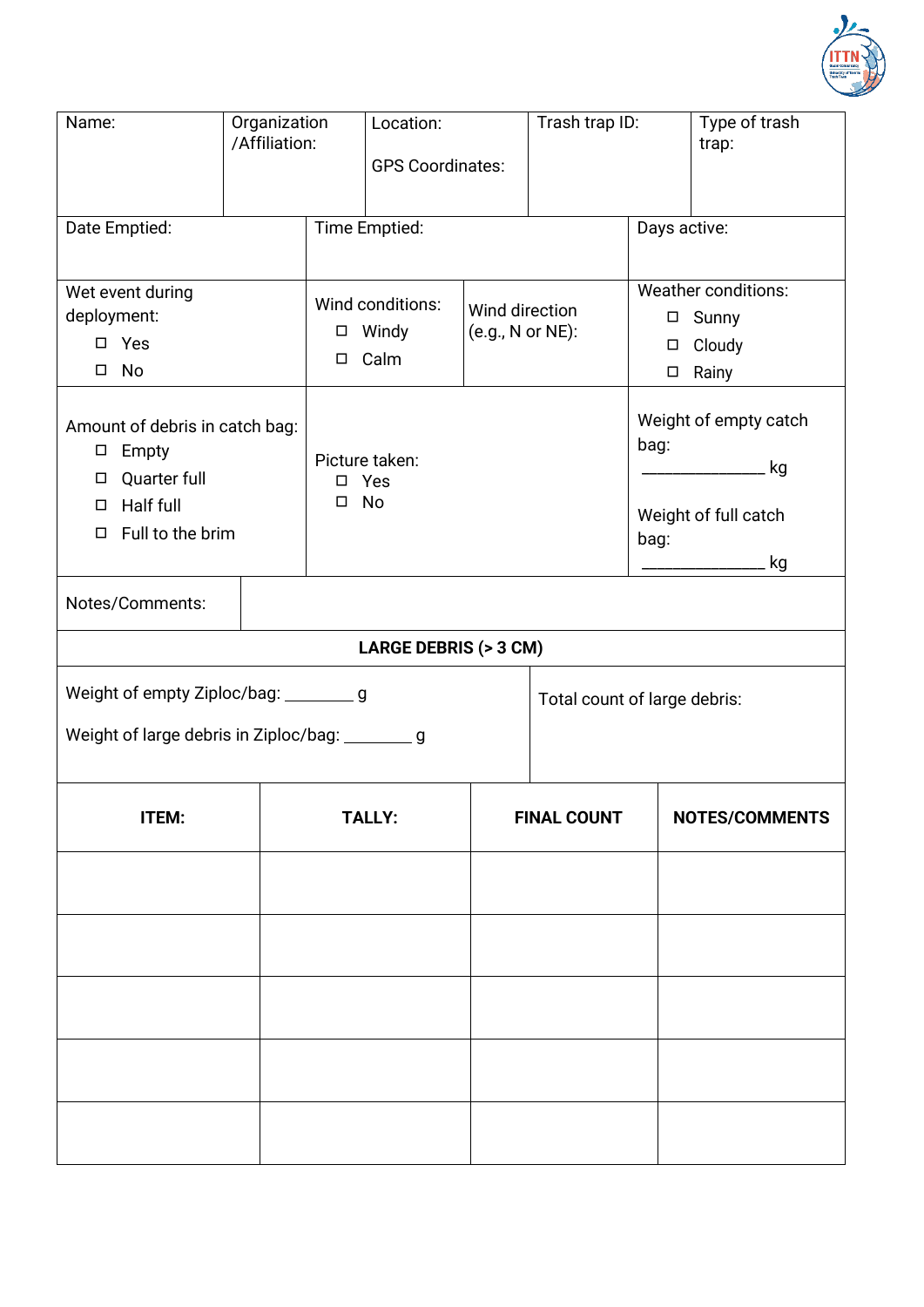| Name: | Organization /Affiliation: | Location:<br><br>GPS Coordinates: | Trash trap ID: | Type of trash trap: |
|---|---|---|---|---|

| Date Emptied: | Time Emptied: | Days active: |
|---|---|---|

| Wet event during deployment:<br>☐ Yes<br>☐ No | Wind conditions:<br>☐ Windy<br>☐ Calm | Wind direction (e.g., N or NE): | Weather conditions:<br>☐ Sunny<br>☐ Cloudy<br>☐ Rainy |
|---|---|---|---|

| Amount of debris in catch bag:<br>☐ Empty<br>☐ Quarter full<br>☐ Half full<br>☐ Full to the brim | Picture taken:<br>☐ Yes<br>☐ No | Weight of empty catch bag:<br>______________ kg<br><br>Weight of full catch bag:<br>______________ kg |
|---|---|---|

| Notes/Comments: | |
|---|---|

**LARGE DEBRIS (> 3 CM)**

| Weight of empty Ziploc/bag: ________ g<br><br>Weight of large debris in Ziploc/bag: ________ g | Total count of large debris: |
|---|---|

| ITEM: | TALLY: | FINAL COUNT | NOTES/COMMENTS |
|---|---|---|---|
| | | | |
| | | | |
| | | | |
| | | | |
| | | | |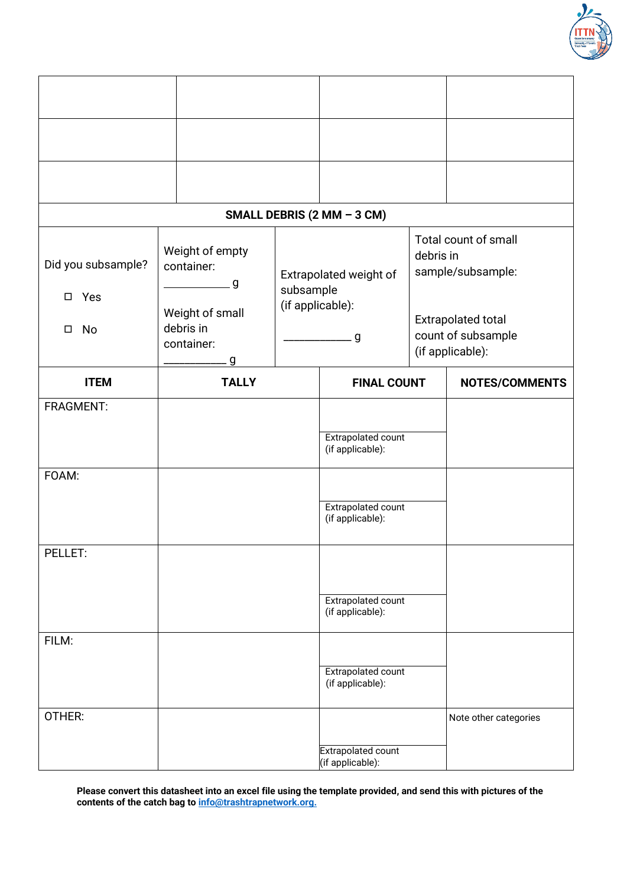| | | | |
|---|---|---|---|
| | | | |
| | | | |
| | | | |

## SMALL DEBRIS (2 MM – 3 CM)

| Did you subsample? | Weight of empty container: | Extrapolated weight of subsample (if applicable): | Total count of small debris in sample/subsample: |
|---|---|---|---|
| ☐ Yes<br>☐ No | ___________ g<br><br>Weight of small debris in container:<br>__________ g | ___________ g | Extrapolated total count of subsample (if applicable): |

| ITEM | TALLY | FINAL COUNT | NOTES/COMMENTS |
|---|---|---|---|
| FRAGMENT: | | <br>Extrapolated count (if applicable): | |
| FOAM: | | <br>Extrapolated count (if applicable): | |
| PELLET: | | <br>Extrapolated count (if applicable): | |
| FILM: | | <br>Extrapolated count (if applicable): | |
| OTHER: | | <br>Extrapolated count (if applicable): | Note other categories |

**Please convert this datasheet into an excel file using the template provided, and send this with pictures of the contents of the catch bag to info@trashtrapnetwork.org.**